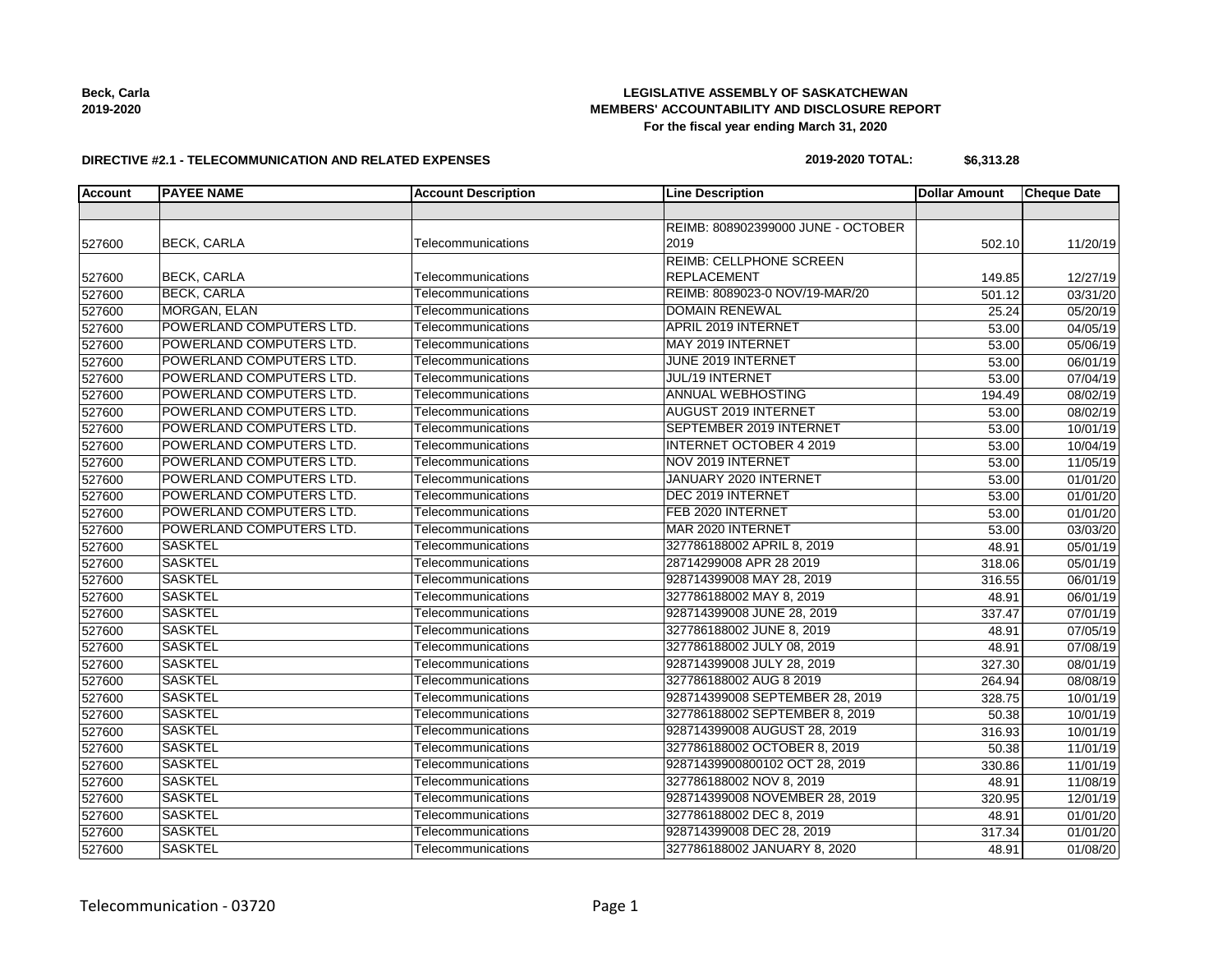**Beck, Carla**
**2019-2020**

**LEGISLATIVE ASSEMBLY OF SASKATCHEWAN**
**MEMBERS' ACCOUNTABILITY AND DISCLOSURE REPORT**
**For the fiscal year ending March 31, 2020**

**DIRECTIVE #2.1 - TELECOMMUNICATION AND RELATED EXPENSES**

**2019-2020 TOTAL: $6,313.28**

| Account | PAYEE NAME | Account Description | Line Description | Dollar Amount | Cheque Date |
|---|---|---|---|---|---|
| | | | | | |
| 527600 | BECK, CARLA | Telecommunications | REIMB: 808902399000 JUNE - OCTOBER 2019 | 502.10 | 11/20/19 |
| 527600 | BECK, CARLA | Telecommunications | REIMB: CELLPHONE SCREEN REPLACEMENT | 149.85 | 12/27/19 |
| 527600 | BECK, CARLA | Telecommunications | REIMB: 8089023-0 NOV/19-MAR/20 | 501.12 | 03/31/20 |
| 527600 | MORGAN, ELAN | Telecommunications | DOMAIN RENEWAL | 25.24 | 05/20/19 |
| 527600 | POWERLAND COMPUTERS LTD. | Telecommunications | APRIL 2019 INTERNET | 53.00 | 04/05/19 |
| 527600 | POWERLAND COMPUTERS LTD. | Telecommunications | MAY 2019 INTERNET | 53.00 | 05/06/19 |
| 527600 | POWERLAND COMPUTERS LTD. | Telecommunications | JUNE 2019 INTERNET | 53.00 | 06/01/19 |
| 527600 | POWERLAND COMPUTERS LTD. | Telecommunications | JUL/19 INTERNET | 53.00 | 07/04/19 |
| 527600 | POWERLAND COMPUTERS LTD. | Telecommunications | ANNUAL WEBHOSTING | 194.49 | 08/02/19 |
| 527600 | POWERLAND COMPUTERS LTD. | Telecommunications | AUGUST 2019 INTERNET | 53.00 | 08/02/19 |
| 527600 | POWERLAND COMPUTERS LTD. | Telecommunications | SEPTEMBER 2019 INTERNET | 53.00 | 10/01/19 |
| 527600 | POWERLAND COMPUTERS LTD. | Telecommunications | INTERNET OCTOBER 4 2019 | 53.00 | 10/04/19 |
| 527600 | POWERLAND COMPUTERS LTD. | Telecommunications | NOV 2019 INTERNET | 53.00 | 11/05/19 |
| 527600 | POWERLAND COMPUTERS LTD. | Telecommunications | JANUARY 2020 INTERNET | 53.00 | 01/01/20 |
| 527600 | POWERLAND COMPUTERS LTD. | Telecommunications | DEC 2019 INTERNET | 53.00 | 01/01/20 |
| 527600 | POWERLAND COMPUTERS LTD. | Telecommunications | FEB 2020 INTERNET | 53.00 | 01/01/20 |
| 527600 | POWERLAND COMPUTERS LTD. | Telecommunications | MAR 2020 INTERNET | 53.00 | 03/03/20 |
| 527600 | SASKTEL | Telecommunications | 327786188002 APRIL 8, 2019 | 48.91 | 05/01/19 |
| 527600 | SASKTEL | Telecommunications | 28714299008 APR 28 2019 | 318.06 | 05/01/19 |
| 527600 | SASKTEL | Telecommunications | 928714399008 MAY 28, 2019 | 316.55 | 06/01/19 |
| 527600 | SASKTEL | Telecommunications | 327786188002 MAY 8, 2019 | 48.91 | 06/01/19 |
| 527600 | SASKTEL | Telecommunications | 928714399008 JUNE 28, 2019 | 337.47 | 07/01/19 |
| 527600 | SASKTEL | Telecommunications | 327786188002 JUNE 8, 2019 | 48.91 | 07/05/19 |
| 527600 | SASKTEL | Telecommunications | 327786188002 JULY 08, 2019 | 48.91 | 07/08/19 |
| 527600 | SASKTEL | Telecommunications | 928714399008 JULY 28, 2019 | 327.30 | 08/01/19 |
| 527600 | SASKTEL | Telecommunications | 327786188002 AUG 8 2019 | 264.94 | 08/08/19 |
| 527600 | SASKTEL | Telecommunications | 928714399008 SEPTEMBER 28, 2019 | 328.75 | 10/01/19 |
| 527600 | SASKTEL | Telecommunications | 327786188002 SEPTEMBER 8, 2019 | 50.38 | 10/01/19 |
| 527600 | SASKTEL | Telecommunications | 928714399008 AUGUST 28, 2019 | 316.93 | 10/01/19 |
| 527600 | SASKTEL | Telecommunications | 327786188002 OCTOBER 8, 2019 | 50.38 | 11/01/19 |
| 527600 | SASKTEL | Telecommunications | 92871439900800102 OCT 28, 2019 | 330.86 | 11/01/19 |
| 527600 | SASKTEL | Telecommunications | 327786188002 NOV 8, 2019 | 48.91 | 11/08/19 |
| 527600 | SASKTEL | Telecommunications | 928714399008 NOVEMBER 28, 2019 | 320.95 | 12/01/19 |
| 527600 | SASKTEL | Telecommunications | 327786188002 DEC 8, 2019 | 48.91 | 01/01/20 |
| 527600 | SASKTEL | Telecommunications | 928714399008 DEC 28, 2019 | 317.34 | 01/01/20 |
| 527600 | SASKTEL | Telecommunications | 327786188002 JANUARY 8, 2020 | 48.91 | 01/08/20 |

Telecommunication - 03720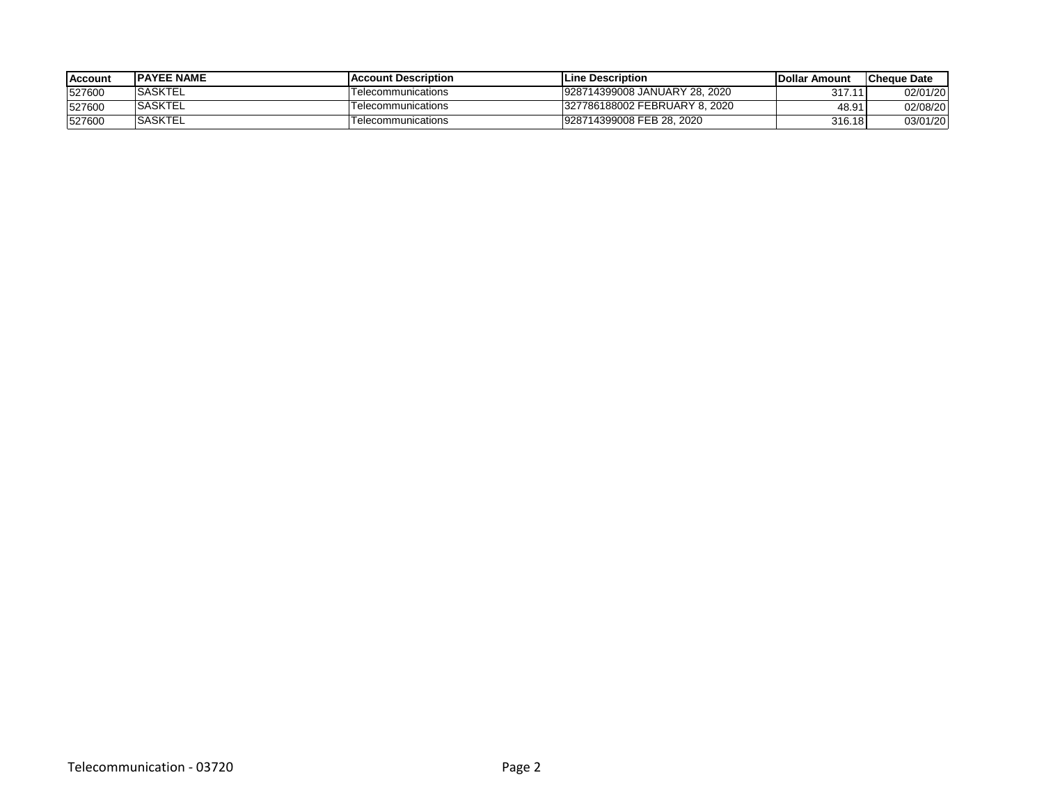| Account | PAYEE NAME | Account Description | Line Description | Dollar Amount | Cheque Date |
|---|---|---|---|---|---|
| 527600 | SASKTEL | Telecommunications | 928714399008 JANUARY 28, 2020 | 317.11 | 02/01/20 |
| 527600 | SASKTEL | Telecommunications | 327786188002 FEBRUARY 8, 2020 | 48.91 | 02/08/20 |
| 527600 | SASKTEL | Telecommunications | 928714399008 FEB 28, 2020 | 316.18 | 03/01/20 |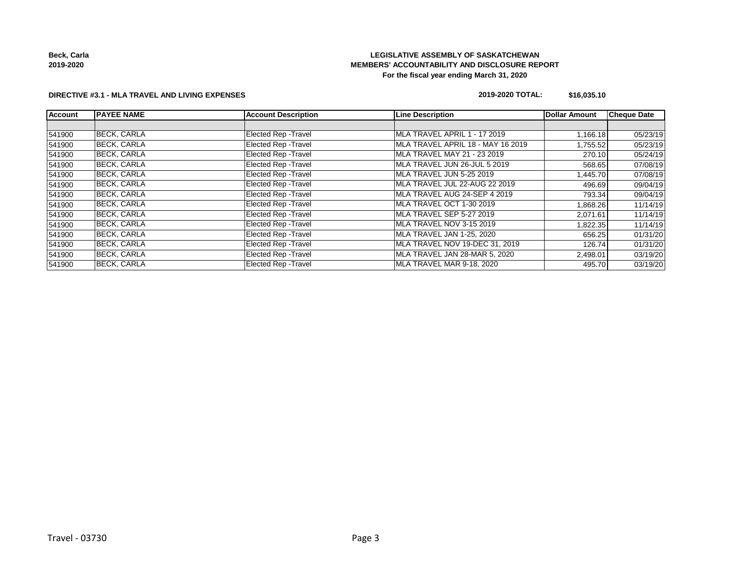**Beck, Carla**
**2019-2020**

**LEGISLATIVE ASSEMBLY OF SASKATCHEWAN**
**MEMBERS' ACCOUNTABILITY AND DISCLOSURE REPORT**
**For the fiscal year ending March 31, 2020**

**DIRECTIVE #3.1 - MLA TRAVEL AND LIVING EXPENSES**

**2019-2020 TOTAL: $16,035.10**

| Account | PAYEE NAME | Account Description | Line Description | Dollar Amount | Cheque Date |
|---|---|---|---|---|---|
| | | | | | |
| 541900 | BECK, CARLA | Elected Rep -Travel | MLA TRAVEL APRIL 1 - 17 2019 | 1,166.18 | 05/23/19 |
| 541900 | BECK, CARLA | Elected Rep -Travel | MLA TRAVEL APRIL 18 - MAY 16 2019 | 1,755.52 | 05/23/19 |
| 541900 | BECK, CARLA | Elected Rep -Travel | MLA TRAVEL MAY 21 - 23 2019 | 270.10 | 05/24/19 |
| 541900 | BECK, CARLA | Elected Rep -Travel | MLA TRAVEL JUN 26-JUL 5 2019 | 568.65 | 07/08/19 |
| 541900 | BECK, CARLA | Elected Rep -Travel | MLA TRAVEL JUN 5-25 2019 | 1,445.70 | 07/08/19 |
| 541900 | BECK, CARLA | Elected Rep -Travel | MLA TRAVEL JUL 22-AUG 22 2019 | 496.69 | 09/04/19 |
| 541900 | BECK, CARLA | Elected Rep -Travel | MLA TRAVEL AUG 24-SEP 4 2019 | 793.34 | 09/04/19 |
| 541900 | BECK, CARLA | Elected Rep -Travel | MLA TRAVEL OCT 1-30 2019 | 1,868.26 | 11/14/19 |
| 541900 | BECK, CARLA | Elected Rep -Travel | MLA TRAVEL SEP 5-27 2019 | 2,071.61 | 11/14/19 |
| 541900 | BECK, CARLA | Elected Rep -Travel | MLA TRAVEL NOV 3-15 2019 | 1,822.35 | 11/14/19 |
| 541900 | BECK, CARLA | Elected Rep -Travel | MLA TRAVEL JAN 1-25, 2020 | 656.25 | 01/31/20 |
| 541900 | BECK, CARLA | Elected Rep -Travel | MLA TRAVEL NOV 19-DEC 31, 2019 | 126.74 | 01/31/20 |
| 541900 | BECK, CARLA | Elected Rep -Travel | MLA TRAVEL JAN 28-MAR 5, 2020 | 2,498.01 | 03/19/20 |
| 541900 | BECK, CARLA | Elected Rep -Travel | MLA TRAVEL MAR 9-18, 2020 | 495.70 | 03/19/20 |

Travel - 03730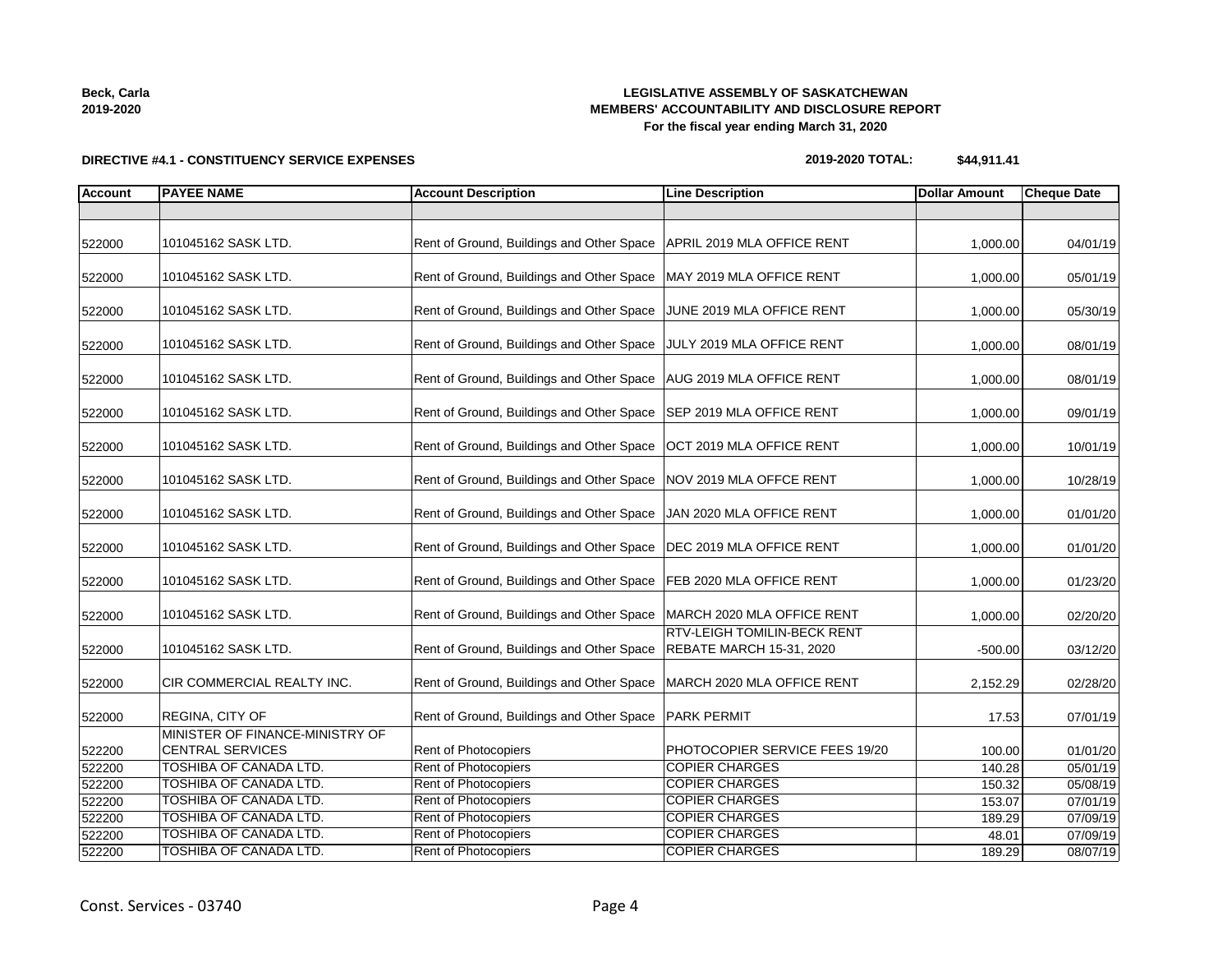**Beck, Carla**
**2019-2020**

**LEGISLATIVE ASSEMBLY OF SASKATCHEWAN**
**MEMBERS' ACCOUNTABILITY AND DISCLOSURE REPORT**
**For the fiscal year ending March 31, 2020**

**DIRECTIVE #4.1 - CONSTITUENCY SERVICE EXPENSES**

**2019-2020 TOTAL: $44,911.41**

| Account | PAYEE NAME | Account Description | Line Description | Dollar Amount | Cheque Date |
|---|---|---|---|---|---|
| | | | | | |
| 522000 | 101045162 SASK LTD. | Rent of Ground, Buildings and Other Space | APRIL 2019 MLA OFFICE RENT | 1,000.00 | 04/01/19 |
| 522000 | 101045162 SASK LTD. | Rent of Ground, Buildings and Other Space | MAY 2019 MLA OFFICE RENT | 1,000.00 | 05/01/19 |
| 522000 | 101045162 SASK LTD. | Rent of Ground, Buildings and Other Space | JUNE 2019 MLA OFFICE RENT | 1,000.00 | 05/30/19 |
| 522000 | 101045162 SASK LTD. | Rent of Ground, Buildings and Other Space | JULY 2019 MLA OFFICE RENT | 1,000.00 | 08/01/19 |
| 522000 | 101045162 SASK LTD. | Rent of Ground, Buildings and Other Space | AUG 2019 MLA OFFICE RENT | 1,000.00 | 08/01/19 |
| 522000 | 101045162 SASK LTD. | Rent of Ground, Buildings and Other Space | SEP 2019 MLA OFFICE RENT | 1,000.00 | 09/01/19 |
| 522000 | 101045162 SASK LTD. | Rent of Ground, Buildings and Other Space | OCT 2019 MLA OFFICE RENT | 1,000.00 | 10/01/19 |
| 522000 | 101045162 SASK LTD. | Rent of Ground, Buildings and Other Space | NOV 2019 MLA OFFCE RENT | 1,000.00 | 10/28/19 |
| 522000 | 101045162 SASK LTD. | Rent of Ground, Buildings and Other Space | JAN 2020 MLA OFFICE RENT | 1,000.00 | 01/01/20 |
| 522000 | 101045162 SASK LTD. | Rent of Ground, Buildings and Other Space | DEC 2019 MLA OFFICE RENT | 1,000.00 | 01/01/20 |
| 522000 | 101045162 SASK LTD. | Rent of Ground, Buildings and Other Space | FEB 2020 MLA OFFICE RENT | 1,000.00 | 01/23/20 |
| 522000 | 101045162 SASK LTD. | Rent of Ground, Buildings and Other Space | MARCH 2020 MLA OFFICE RENT | 1,000.00 | 02/20/20 |
| 522000 | 101045162 SASK LTD. | Rent of Ground, Buildings and Other Space | RTV-LEIGH TOMILIN-BECK RENT REBATE MARCH 15-31, 2020 | -500.00 | 03/12/20 |
| 522000 | CIR COMMERCIAL REALTY INC. | Rent of Ground, Buildings and Other Space | MARCH 2020 MLA OFFICE RENT | 2,152.29 | 02/28/20 |
| 522000 | REGINA, CITY OF | Rent of Ground, Buildings and Other Space | PARK PERMIT | 17.53 | 07/01/19 |
| 522200 | MINISTER OF FINANCE-MINISTRY OF CENTRAL SERVICES | Rent of Photocopiers | PHOTOCOPIER SERVICE FEES 19/20 | 100.00 | 01/01/20 |
| 522200 | TOSHIBA OF CANADA LTD. | Rent of Photocopiers | COPIER CHARGES | 140.28 | 05/01/19 |
| 522200 | TOSHIBA OF CANADA LTD. | Rent of Photocopiers | COPIER CHARGES | 150.32 | 05/08/19 |
| 522200 | TOSHIBA OF CANADA LTD. | Rent of Photocopiers | COPIER CHARGES | 153.07 | 07/01/19 |
| 522200 | TOSHIBA OF CANADA LTD. | Rent of Photocopiers | COPIER CHARGES | 189.29 | 07/09/19 |
| 522200 | TOSHIBA OF CANADA LTD. | Rent of Photocopiers | COPIER CHARGES | 48.01 | 07/09/19 |
| 522200 | TOSHIBA OF CANADA LTD. | Rent of Photocopiers | COPIER CHARGES | 189.29 | 08/07/19 |

Const. Services - 03740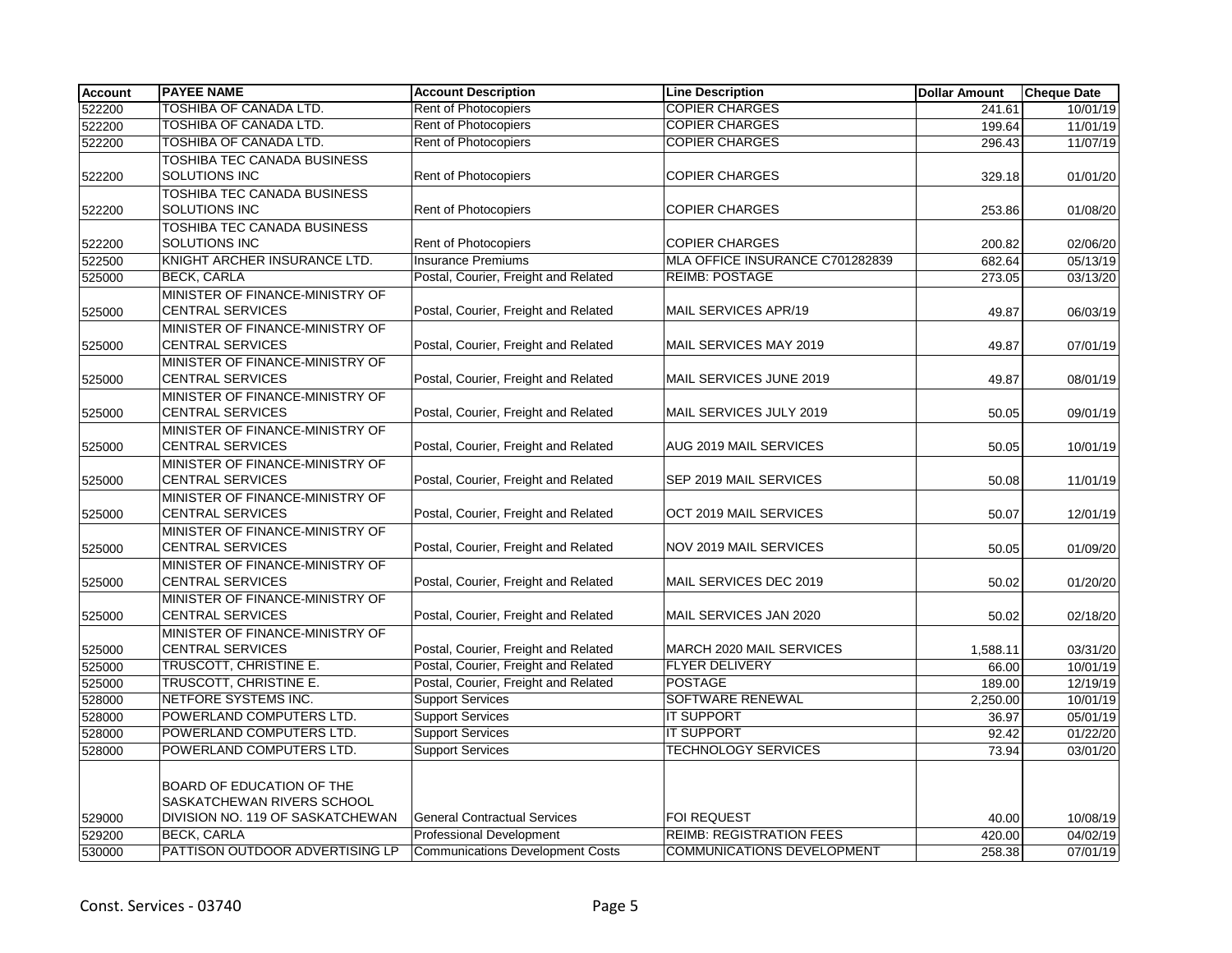| Account | PAYEE NAME | Account Description | Line Description | Dollar Amount | Cheque Date |
|---|---|---|---|---|---|
| 522200 | TOSHIBA OF CANADA LTD. | Rent of Photocopiers | COPIER CHARGES | 241.61 | 10/01/19 |
| 522200 | TOSHIBA OF CANADA LTD. | Rent of Photocopiers | COPIER CHARGES | 199.64 | 11/01/19 |
| 522200 | TOSHIBA OF CANADA LTD. | Rent of Photocopiers | COPIER CHARGES | 296.43 | 11/07/19 |
| 522200 | TOSHIBA TEC CANADA BUSINESS SOLUTIONS INC | Rent of Photocopiers | COPIER CHARGES | 329.18 | 01/01/20 |
| 522200 | TOSHIBA TEC CANADA BUSINESS SOLUTIONS INC | Rent of Photocopiers | COPIER CHARGES | 253.86 | 01/08/20 |
| 522200 | TOSHIBA TEC CANADA BUSINESS SOLUTIONS INC | Rent of Photocopiers | COPIER CHARGES | 200.82 | 02/06/20 |
| 522500 | KNIGHT ARCHER INSURANCE LTD. | Insurance Premiums | MLA OFFICE INSURANCE C701282839 | 682.64 | 05/13/19 |
| 525000 | BECK, CARLA | Postal, Courier, Freight and Related | REIMB: POSTAGE | 273.05 | 03/13/20 |
| 525000 | MINISTER OF FINANCE-MINISTRY OF CENTRAL SERVICES | Postal, Courier, Freight and Related | MAIL SERVICES APR/19 | 49.87 | 06/03/19 |
| 525000 | MINISTER OF FINANCE-MINISTRY OF CENTRAL SERVICES | Postal, Courier, Freight and Related | MAIL SERVICES MAY 2019 | 49.87 | 07/01/19 |
| 525000 | MINISTER OF FINANCE-MINISTRY OF CENTRAL SERVICES | Postal, Courier, Freight and Related | MAIL SERVICES JUNE 2019 | 49.87 | 08/01/19 |
| 525000 | MINISTER OF FINANCE-MINISTRY OF CENTRAL SERVICES | Postal, Courier, Freight and Related | MAIL SERVICES JULY 2019 | 50.05 | 09/01/19 |
| 525000 | MINISTER OF FINANCE-MINISTRY OF CENTRAL SERVICES | Postal, Courier, Freight and Related | AUG 2019 MAIL SERVICES | 50.05 | 10/01/19 |
| 525000 | MINISTER OF FINANCE-MINISTRY OF CENTRAL SERVICES | Postal, Courier, Freight and Related | SEP 2019 MAIL SERVICES | 50.08 | 11/01/19 |
| 525000 | MINISTER OF FINANCE-MINISTRY OF CENTRAL SERVICES | Postal, Courier, Freight and Related | OCT 2019 MAIL SERVICES | 50.07 | 12/01/19 |
| 525000 | MINISTER OF FINANCE-MINISTRY OF CENTRAL SERVICES | Postal, Courier, Freight and Related | NOV 2019 MAIL SERVICES | 50.05 | 01/09/20 |
| 525000 | MINISTER OF FINANCE-MINISTRY OF CENTRAL SERVICES | Postal, Courier, Freight and Related | MAIL SERVICES DEC 2019 | 50.02 | 01/20/20 |
| 525000 | MINISTER OF FINANCE-MINISTRY OF CENTRAL SERVICES | Postal, Courier, Freight and Related | MAIL SERVICES JAN 2020 | 50.02 | 02/18/20 |
| 525000 | MINISTER OF FINANCE-MINISTRY OF CENTRAL SERVICES | Postal, Courier, Freight and Related | MARCH 2020 MAIL SERVICES | 1,588.11 | 03/31/20 |
| 525000 | TRUSCOTT, CHRISTINE E. | Postal, Courier, Freight and Related | FLYER DELIVERY | 66.00 | 10/01/19 |
| 525000 | TRUSCOTT, CHRISTINE E. | Postal, Courier, Freight and Related | POSTAGE | 189.00 | 12/19/19 |
| 528000 | NETFORE SYSTEMS INC. | Support Services | SOFTWARE RENEWAL | 2,250.00 | 10/01/19 |
| 528000 | POWERLAND COMPUTERS LTD. | Support Services | IT SUPPORT | 36.97 | 05/01/19 |
| 528000 | POWERLAND COMPUTERS LTD. | Support Services | IT SUPPORT | 92.42 | 01/22/20 |
| 528000 | POWERLAND COMPUTERS LTD. | Support Services | TECHNOLOGY SERVICES | 73.94 | 03/01/20 |
| 529000 | BOARD OF EDUCATION OF THE SASKATCHEWAN RIVERS SCHOOL DIVISION NO. 119 OF SASKATCHEWAN | General Contractual Services | FOI REQUEST | 40.00 | 10/08/19 |
| 529200 | BECK, CARLA | Professional Development | REIMB: REGISTRATION FEES | 420.00 | 04/02/19 |
| 530000 | PATTISON OUTDOOR ADVERTISING LP | Communications Development Costs | COMMUNICATIONS DEVELOPMENT | 258.38 | 07/01/19 |

Const. Services - 03740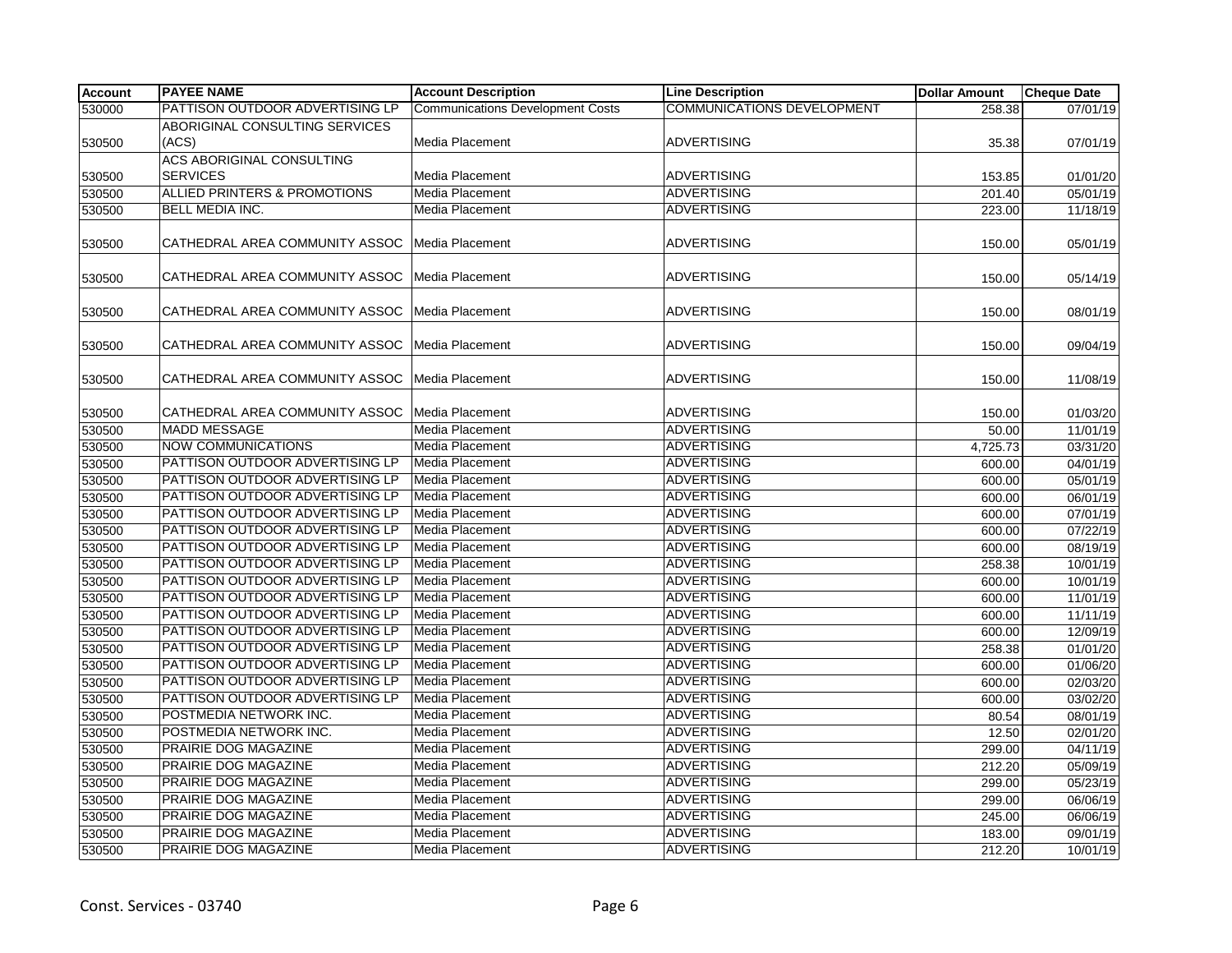| Account | PAYEE NAME | Account Description | Line Description | Dollar Amount | Cheque Date |
|---|---|---|---|---|---|
| 530000 | PATTISON OUTDOOR ADVERTISING LP | Communications Development Costs | COMMUNICATIONS DEVELOPMENT | 258.38 | 07/01/19 |
| 530500 | ABORIGINAL CONSULTING SERVICES (ACS) | Media Placement | ADVERTISING | 35.38 | 07/01/19 |
| 530500 | ACS ABORIGINAL CONSULTING SERVICES | Media Placement | ADVERTISING | 153.85 | 01/01/20 |
| 530500 | ALLIED PRINTERS & PROMOTIONS | Media Placement | ADVERTISING | 201.40 | 05/01/19 |
| 530500 | BELL MEDIA INC. | Media Placement | ADVERTISING | 223.00 | 11/18/19 |
| 530500 | CATHEDRAL AREA COMMUNITY ASSOC | Media Placement | ADVERTISING | 150.00 | 05/01/19 |
| 530500 | CATHEDRAL AREA COMMUNITY ASSOC | Media Placement | ADVERTISING | 150.00 | 05/14/19 |
| 530500 | CATHEDRAL AREA COMMUNITY ASSOC | Media Placement | ADVERTISING | 150.00 | 08/01/19 |
| 530500 | CATHEDRAL AREA COMMUNITY ASSOC | Media Placement | ADVERTISING | 150.00 | 09/04/19 |
| 530500 | CATHEDRAL AREA COMMUNITY ASSOC | Media Placement | ADVERTISING | 150.00 | 11/08/19 |
| 530500 | CATHEDRAL AREA COMMUNITY ASSOC | Media Placement | ADVERTISING | 150.00 | 01/03/20 |
| 530500 | MADD MESSAGE | Media Placement | ADVERTISING | 50.00 | 11/01/19 |
| 530500 | NOW COMMUNICATIONS | Media Placement | ADVERTISING | 4,725.73 | 03/31/20 |
| 530500 | PATTISON OUTDOOR ADVERTISING LP | Media Placement | ADVERTISING | 600.00 | 04/01/19 |
| 530500 | PATTISON OUTDOOR ADVERTISING LP | Media Placement | ADVERTISING | 600.00 | 05/01/19 |
| 530500 | PATTISON OUTDOOR ADVERTISING LP | Media Placement | ADVERTISING | 600.00 | 06/01/19 |
| 530500 | PATTISON OUTDOOR ADVERTISING LP | Media Placement | ADVERTISING | 600.00 | 07/01/19 |
| 530500 | PATTISON OUTDOOR ADVERTISING LP | Media Placement | ADVERTISING | 600.00 | 07/22/19 |
| 530500 | PATTISON OUTDOOR ADVERTISING LP | Media Placement | ADVERTISING | 600.00 | 08/19/19 |
| 530500 | PATTISON OUTDOOR ADVERTISING LP | Media Placement | ADVERTISING | 258.38 | 10/01/19 |
| 530500 | PATTISON OUTDOOR ADVERTISING LP | Media Placement | ADVERTISING | 600.00 | 10/01/19 |
| 530500 | PATTISON OUTDOOR ADVERTISING LP | Media Placement | ADVERTISING | 600.00 | 11/01/19 |
| 530500 | PATTISON OUTDOOR ADVERTISING LP | Media Placement | ADVERTISING | 600.00 | 11/11/19 |
| 530500 | PATTISON OUTDOOR ADVERTISING LP | Media Placement | ADVERTISING | 600.00 | 12/09/19 |
| 530500 | PATTISON OUTDOOR ADVERTISING LP | Media Placement | ADVERTISING | 258.38 | 01/01/20 |
| 530500 | PATTISON OUTDOOR ADVERTISING LP | Media Placement | ADVERTISING | 600.00 | 01/06/20 |
| 530500 | PATTISON OUTDOOR ADVERTISING LP | Media Placement | ADVERTISING | 600.00 | 02/03/20 |
| 530500 | PATTISON OUTDOOR ADVERTISING LP | Media Placement | ADVERTISING | 600.00 | 03/02/20 |
| 530500 | POSTMEDIA NETWORK INC. | Media Placement | ADVERTISING | 80.54 | 08/01/19 |
| 530500 | POSTMEDIA NETWORK INC. | Media Placement | ADVERTISING | 12.50 | 02/01/20 |
| 530500 | PRAIRIE DOG MAGAZINE | Media Placement | ADVERTISING | 299.00 | 04/11/19 |
| 530500 | PRAIRIE DOG MAGAZINE | Media Placement | ADVERTISING | 212.20 | 05/09/19 |
| 530500 | PRAIRIE DOG MAGAZINE | Media Placement | ADVERTISING | 299.00 | 05/23/19 |
| 530500 | PRAIRIE DOG MAGAZINE | Media Placement | ADVERTISING | 299.00 | 06/06/19 |
| 530500 | PRAIRIE DOG MAGAZINE | Media Placement | ADVERTISING | 245.00 | 06/06/19 |
| 530500 | PRAIRIE DOG MAGAZINE | Media Placement | ADVERTISING | 183.00 | 09/01/19 |
| 530500 | PRAIRIE DOG MAGAZINE | Media Placement | ADVERTISING | 212.20 | 10/01/19 |

Const. Services - 03740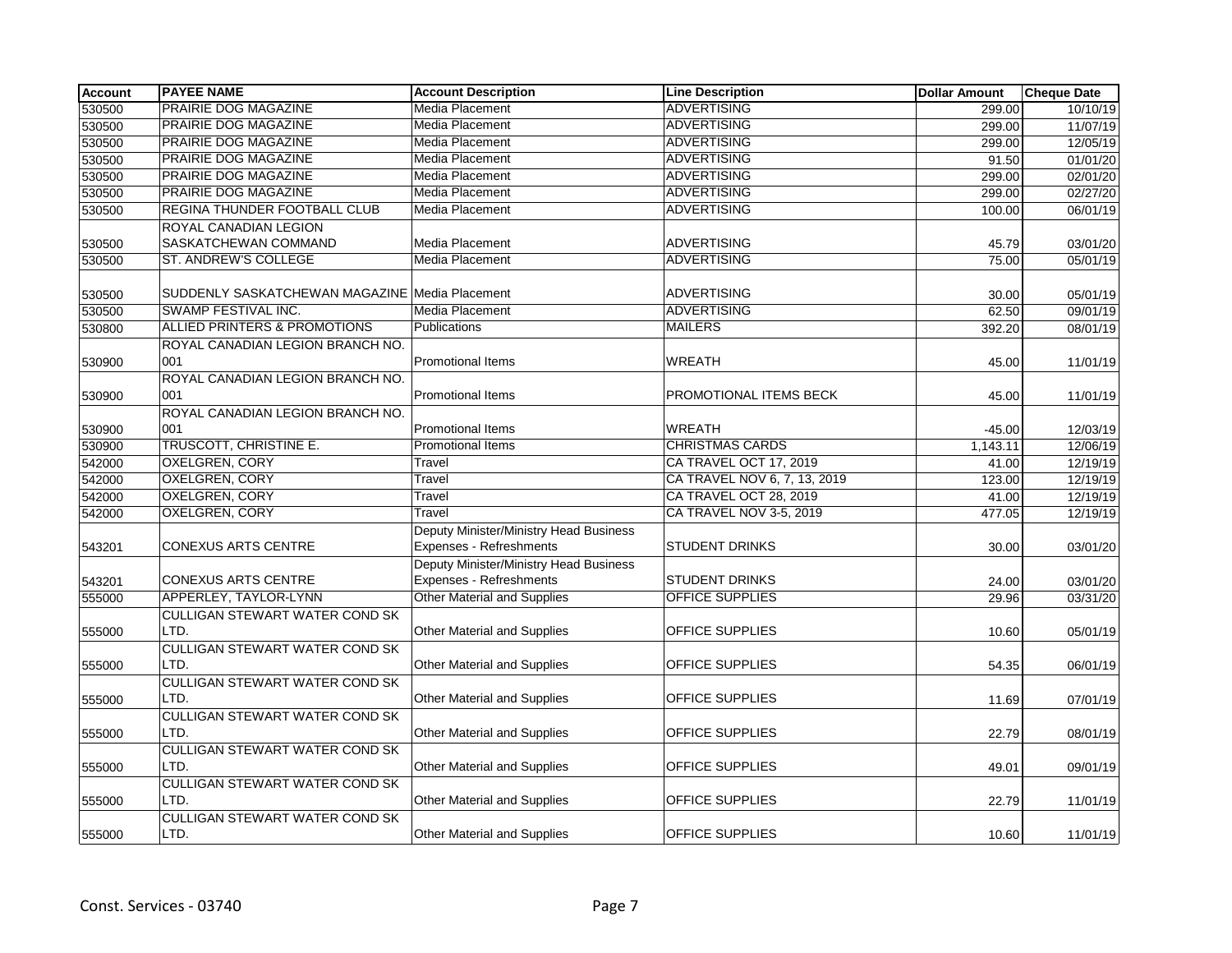| Account | PAYEE NAME | Account Description | Line Description | Dollar Amount | Cheque Date |
|---|---|---|---|---|---|
| 530500 | PRAIRIE DOG MAGAZINE | Media Placement | ADVERTISING | 299.00 | 10/10/19 |
| 530500 | PRAIRIE DOG MAGAZINE | Media Placement | ADVERTISING | 299.00 | 11/07/19 |
| 530500 | PRAIRIE DOG MAGAZINE | Media Placement | ADVERTISING | 299.00 | 12/05/19 |
| 530500 | PRAIRIE DOG MAGAZINE | Media Placement | ADVERTISING | 91.50 | 01/01/20 |
| 530500 | PRAIRIE DOG MAGAZINE | Media Placement | ADVERTISING | 299.00 | 02/01/20 |
| 530500 | PRAIRIE DOG MAGAZINE | Media Placement | ADVERTISING | 299.00 | 02/27/20 |
| 530500 | REGINA THUNDER FOOTBALL CLUB | Media Placement | ADVERTISING | 100.00 | 06/01/19 |
| 530500 | ROYAL CANADIAN LEGION SASKATCHEWAN COMMAND | Media Placement | ADVERTISING | 45.79 | 03/01/20 |
| 530500 | ST. ANDREW'S COLLEGE | Media Placement | ADVERTISING | 75.00 | 05/01/19 |
| 530500 | SUDDENLY SASKATCHEWAN MAGAZINE | Media Placement | ADVERTISING | 30.00 | 05/01/19 |
| 530500 | SWAMP FESTIVAL INC. | Media Placement | ADVERTISING | 62.50 | 09/01/19 |
| 530800 | ALLIED PRINTERS & PROMOTIONS | Publications | MAILERS | 392.20 | 08/01/19 |
| 530900 | ROYAL CANADIAN LEGION BRANCH NO. 001 | Promotional Items | WREATH | 45.00 | 11/01/19 |
| 530900 | ROYAL CANADIAN LEGION BRANCH NO. 001 | Promotional Items | PROMOTIONAL ITEMS BECK | 45.00 | 11/01/19 |
| 530900 | ROYAL CANADIAN LEGION BRANCH NO. 001 | Promotional Items | WREATH | -45.00 | 12/03/19 |
| 530900 | TRUSCOTT, CHRISTINE E. | Promotional Items | CHRISTMAS CARDS | 1,143.11 | 12/06/19 |
| 542000 | OXELGREN, CORY | Travel | CA TRAVEL OCT 17, 2019 | 41.00 | 12/19/19 |
| 542000 | OXELGREN, CORY | Travel | CA TRAVEL NOV 6, 7, 13, 2019 | 123.00 | 12/19/19 |
| 542000 | OXELGREN, CORY | Travel | CA TRAVEL OCT 28, 2019 | 41.00 | 12/19/19 |
| 542000 | OXELGREN, CORY | Travel | CA TRAVEL NOV 3-5, 2019 | 477.05 | 12/19/19 |
| 543201 | CONEXUS ARTS CENTRE | Deputy Minister/Ministry Head Business Expenses - Refreshments | STUDENT DRINKS | 30.00 | 03/01/20 |
| 543201 | CONEXUS ARTS CENTRE | Deputy Minister/Ministry Head Business Expenses - Refreshments | STUDENT DRINKS | 24.00 | 03/01/20 |
| 555000 | APPERLEY, TAYLOR-LYNN | Other Material and Supplies | OFFICE SUPPLIES | 29.96 | 03/31/20 |
| 555000 | CULLIGAN STEWART WATER COND SK LTD. | Other Material and Supplies | OFFICE SUPPLIES | 10.60 | 05/01/19 |
| 555000 | CULLIGAN STEWART WATER COND SK LTD. | Other Material and Supplies | OFFICE SUPPLIES | 54.35 | 06/01/19 |
| 555000 | CULLIGAN STEWART WATER COND SK LTD. | Other Material and Supplies | OFFICE SUPPLIES | 11.69 | 07/01/19 |
| 555000 | CULLIGAN STEWART WATER COND SK LTD. | Other Material and Supplies | OFFICE SUPPLIES | 22.79 | 08/01/19 |
| 555000 | CULLIGAN STEWART WATER COND SK LTD. | Other Material and Supplies | OFFICE SUPPLIES | 49.01 | 09/01/19 |
| 555000 | CULLIGAN STEWART WATER COND SK LTD. | Other Material and Supplies | OFFICE SUPPLIES | 22.79 | 11/01/19 |
| 555000 | CULLIGAN STEWART WATER COND SK LTD. | Other Material and Supplies | OFFICE SUPPLIES | 10.60 | 11/01/19 |

Const. Services - 03740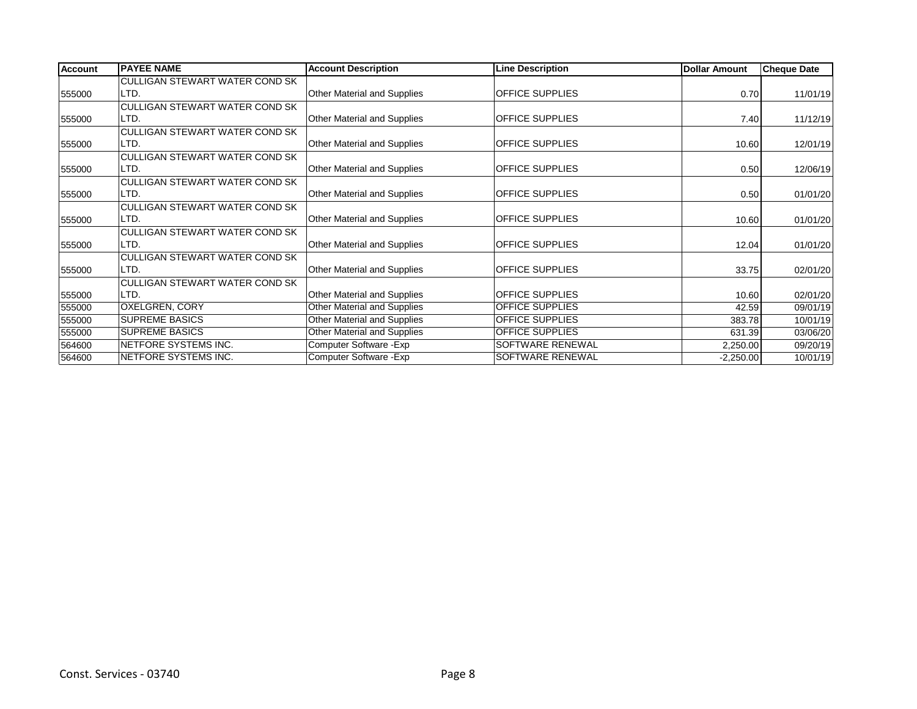| Account | PAYEE NAME | Account Description | Line Description | Dollar Amount | Cheque Date |
| --- | --- | --- | --- | --- | --- |
| 555000 | CULLIGAN STEWART WATER COND SK LTD. | Other Material and Supplies | OFFICE SUPPLIES | 0.70 | 11/01/19 |
| 555000 | CULLIGAN STEWART WATER COND SK LTD. | Other Material and Supplies | OFFICE SUPPLIES | 7.40 | 11/12/19 |
| 555000 | CULLIGAN STEWART WATER COND SK LTD. | Other Material and Supplies | OFFICE SUPPLIES | 10.60 | 12/01/19 |
| 555000 | CULLIGAN STEWART WATER COND SK LTD. | Other Material and Supplies | OFFICE SUPPLIES | 0.50 | 12/06/19 |
| 555000 | CULLIGAN STEWART WATER COND SK LTD. | Other Material and Supplies | OFFICE SUPPLIES | 0.50 | 01/01/20 |
| 555000 | CULLIGAN STEWART WATER COND SK LTD. | Other Material and Supplies | OFFICE SUPPLIES | 10.60 | 01/01/20 |
| 555000 | CULLIGAN STEWART WATER COND SK LTD. | Other Material and Supplies | OFFICE SUPPLIES | 12.04 | 01/01/20 |
| 555000 | CULLIGAN STEWART WATER COND SK LTD. | Other Material and Supplies | OFFICE SUPPLIES | 33.75 | 02/01/20 |
| 555000 | CULLIGAN STEWART WATER COND SK LTD. | Other Material and Supplies | OFFICE SUPPLIES | 10.60 | 02/01/20 |
| 555000 | OXELGREN, CORY | Other Material and Supplies | OFFICE SUPPLIES | 42.59 | 09/01/19 |
| 555000 | SUPREME BASICS | Other Material and Supplies | OFFICE SUPPLIES | 383.78 | 10/01/19 |
| 555000 | SUPREME BASICS | Other Material and Supplies | OFFICE SUPPLIES | 631.39 | 03/06/20 |
| 564600 | NETFORE SYSTEMS INC. | Computer Software -Exp | SOFTWARE RENEWAL | 2,250.00 | 09/20/19 |
| 564600 | NETFORE SYSTEMS INC. | Computer Software -Exp | SOFTWARE RENEWAL | -2,250.00 | 10/01/19 |

Const. Services - 03740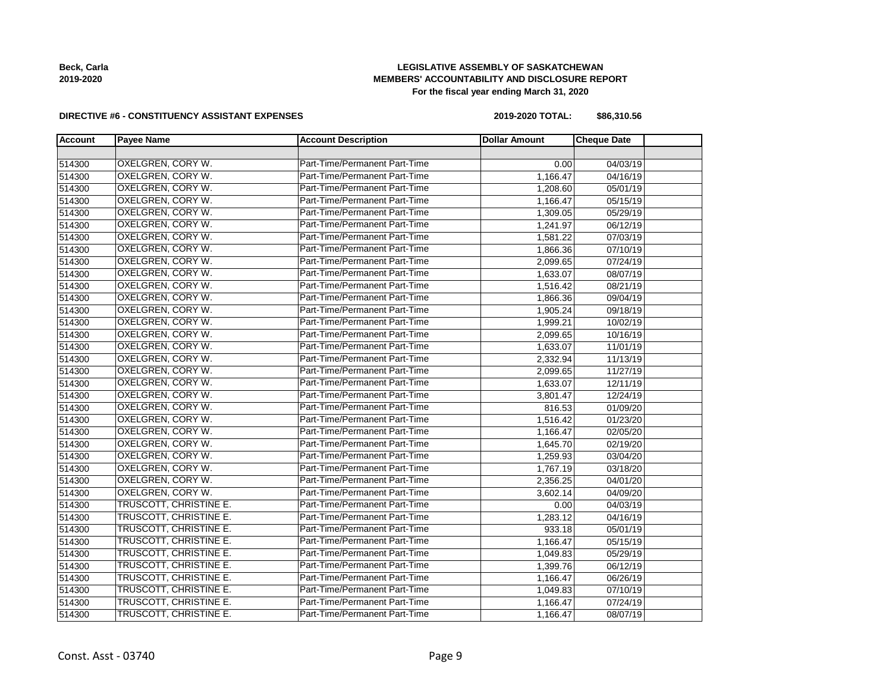**LEGISLATIVE ASSEMBLY OF SASKATCHEWAN**
**MEMBERS' ACCOUNTABILITY AND DISCLOSURE REPORT**
**For the fiscal year ending March 31, 2020**

**DIRECTIVE #6 - CONSTITUENCY ASSISTANT EXPENSES**

**2019-2020 TOTAL: $86,310.56**

| Account | Payee Name | Account Description | Dollar Amount | Cheque Date |
|---|---|---|---|---|
| | | | | |
| 514300 | OXELGREN, CORY W. | Part-Time/Permanent Part-Time | 0.00 | 04/03/19 |
| 514300 | OXELGREN, CORY W. | Part-Time/Permanent Part-Time | 1,166.47 | 04/16/19 |
| 514300 | OXELGREN, CORY W. | Part-Time/Permanent Part-Time | 1,208.60 | 05/01/19 |
| 514300 | OXELGREN, CORY W. | Part-Time/Permanent Part-Time | 1,166.47 | 05/15/19 |
| 514300 | OXELGREN, CORY W. | Part-Time/Permanent Part-Time | 1,309.05 | 05/29/19 |
| 514300 | OXELGREN, CORY W. | Part-Time/Permanent Part-Time | 1,241.97 | 06/12/19 |
| 514300 | OXELGREN, CORY W. | Part-Time/Permanent Part-Time | 1,581.22 | 07/03/19 |
| 514300 | OXELGREN, CORY W. | Part-Time/Permanent Part-Time | 1,866.36 | 07/10/19 |
| 514300 | OXELGREN, CORY W. | Part-Time/Permanent Part-Time | 2,099.65 | 07/24/19 |
| 514300 | OXELGREN, CORY W. | Part-Time/Permanent Part-Time | 1,633.07 | 08/07/19 |
| 514300 | OXELGREN, CORY W. | Part-Time/Permanent Part-Time | 1,516.42 | 08/21/19 |
| 514300 | OXELGREN, CORY W. | Part-Time/Permanent Part-Time | 1,866.36 | 09/04/19 |
| 514300 | OXELGREN, CORY W. | Part-Time/Permanent Part-Time | 1,905.24 | 09/18/19 |
| 514300 | OXELGREN, CORY W. | Part-Time/Permanent Part-Time | 1,999.21 | 10/02/19 |
| 514300 | OXELGREN, CORY W. | Part-Time/Permanent Part-Time | 2,099.65 | 10/16/19 |
| 514300 | OXELGREN, CORY W. | Part-Time/Permanent Part-Time | 1,633.07 | 11/01/19 |
| 514300 | OXELGREN, CORY W. | Part-Time/Permanent Part-Time | 2,332.94 | 11/13/19 |
| 514300 | OXELGREN, CORY W. | Part-Time/Permanent Part-Time | 2,099.65 | 11/27/19 |
| 514300 | OXELGREN, CORY W. | Part-Time/Permanent Part-Time | 1,633.07 | 12/11/19 |
| 514300 | OXELGREN, CORY W. | Part-Time/Permanent Part-Time | 3,801.47 | 12/24/19 |
| 514300 | OXELGREN, CORY W. | Part-Time/Permanent Part-Time | 816.53 | 01/09/20 |
| 514300 | OXELGREN, CORY W. | Part-Time/Permanent Part-Time | 1,516.42 | 01/23/20 |
| 514300 | OXELGREN, CORY W. | Part-Time/Permanent Part-Time | 1,166.47 | 02/05/20 |
| 514300 | OXELGREN, CORY W. | Part-Time/Permanent Part-Time | 1,645.70 | 02/19/20 |
| 514300 | OXELGREN, CORY W. | Part-Time/Permanent Part-Time | 1,259.93 | 03/04/20 |
| 514300 | OXELGREN, CORY W. | Part-Time/Permanent Part-Time | 1,767.19 | 03/18/20 |
| 514300 | OXELGREN, CORY W. | Part-Time/Permanent Part-Time | 2,356.25 | 04/01/20 |
| 514300 | OXELGREN, CORY W. | Part-Time/Permanent Part-Time | 3,602.14 | 04/09/20 |
| 514300 | TRUSCOTT, CHRISTINE E. | Part-Time/Permanent Part-Time | 0.00 | 04/03/19 |
| 514300 | TRUSCOTT, CHRISTINE E. | Part-Time/Permanent Part-Time | 1,283.12 | 04/16/19 |
| 514300 | TRUSCOTT, CHRISTINE E. | Part-Time/Permanent Part-Time | 933.18 | 05/01/19 |
| 514300 | TRUSCOTT, CHRISTINE E. | Part-Time/Permanent Part-Time | 1,166.47 | 05/15/19 |
| 514300 | TRUSCOTT, CHRISTINE E. | Part-Time/Permanent Part-Time | 1,049.83 | 05/29/19 |
| 514300 | TRUSCOTT, CHRISTINE E. | Part-Time/Permanent Part-Time | 1,399.76 | 06/12/19 |
| 514300 | TRUSCOTT, CHRISTINE E. | Part-Time/Permanent Part-Time | 1,166.47 | 06/26/19 |
| 514300 | TRUSCOTT, CHRISTINE E. | Part-Time/Permanent Part-Time | 1,049.83 | 07/10/19 |
| 514300 | TRUSCOTT, CHRISTINE E. | Part-Time/Permanent Part-Time | 1,166.47 | 07/24/19 |
| 514300 | TRUSCOTT, CHRISTINE E. | Part-Time/Permanent Part-Time | 1,166.47 | 08/07/19 |

Const. Asst - 03740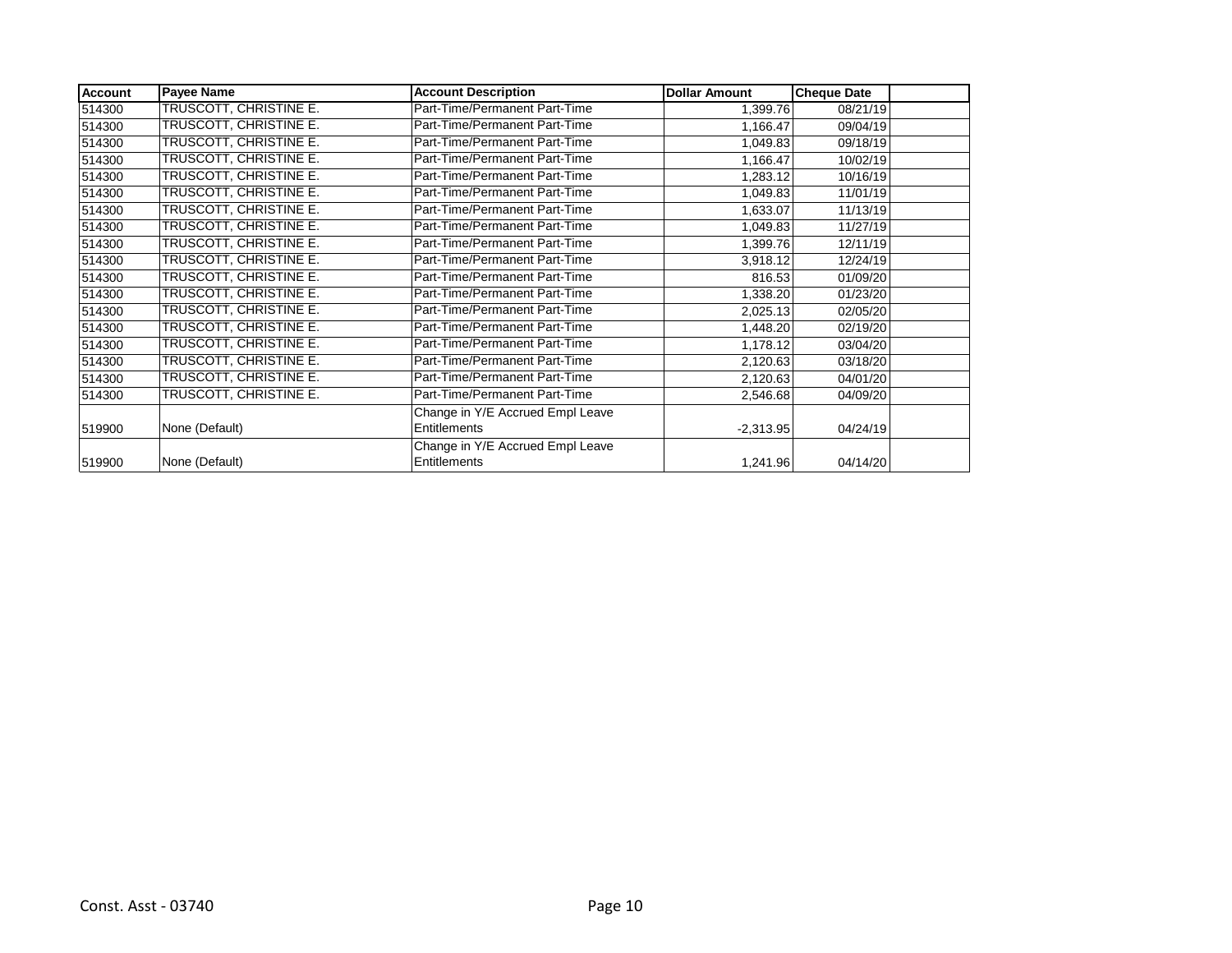| Account | Payee Name | Account Description | Dollar Amount | Cheque Date | |
|---|---|---|---|---|---|
| 514300 | TRUSCOTT, CHRISTINE E. | Part-Time/Permanent Part-Time | 1,399.76 | 08/21/19 | |
| 514300 | TRUSCOTT, CHRISTINE E. | Part-Time/Permanent Part-Time | 1,166.47 | 09/04/19 | |
| 514300 | TRUSCOTT, CHRISTINE E. | Part-Time/Permanent Part-Time | 1,049.83 | 09/18/19 | |
| 514300 | TRUSCOTT, CHRISTINE E. | Part-Time/Permanent Part-Time | 1,166.47 | 10/02/19 | |
| 514300 | TRUSCOTT, CHRISTINE E. | Part-Time/Permanent Part-Time | 1,283.12 | 10/16/19 | |
| 514300 | TRUSCOTT, CHRISTINE E. | Part-Time/Permanent Part-Time | 1,049.83 | 11/01/19 | |
| 514300 | TRUSCOTT, CHRISTINE E. | Part-Time/Permanent Part-Time | 1,633.07 | 11/13/19 | |
| 514300 | TRUSCOTT, CHRISTINE E. | Part-Time/Permanent Part-Time | 1,049.83 | 11/27/19 | |
| 514300 | TRUSCOTT, CHRISTINE E. | Part-Time/Permanent Part-Time | 1,399.76 | 12/11/19 | |
| 514300 | TRUSCOTT, CHRISTINE E. | Part-Time/Permanent Part-Time | 3,918.12 | 12/24/19 | |
| 514300 | TRUSCOTT, CHRISTINE E. | Part-Time/Permanent Part-Time | 816.53 | 01/09/20 | |
| 514300 | TRUSCOTT, CHRISTINE E. | Part-Time/Permanent Part-Time | 1,338.20 | 01/23/20 | |
| 514300 | TRUSCOTT, CHRISTINE E. | Part-Time/Permanent Part-Time | 2,025.13 | 02/05/20 | |
| 514300 | TRUSCOTT, CHRISTINE E. | Part-Time/Permanent Part-Time | 1,448.20 | 02/19/20 | |
| 514300 | TRUSCOTT, CHRISTINE E. | Part-Time/Permanent Part-Time | 1,178.12 | 03/04/20 | |
| 514300 | TRUSCOTT, CHRISTINE E. | Part-Time/Permanent Part-Time | 2,120.63 | 03/18/20 | |
| 514300 | TRUSCOTT, CHRISTINE E. | Part-Time/Permanent Part-Time | 2,120.63 | 04/01/20 | |
| 514300 | TRUSCOTT, CHRISTINE E. | Part-Time/Permanent Part-Time | 2,546.68 | 04/09/20 | |
| 519900 | None (Default) | Change in Y/E Accrued Empl Leave Entitlements | -2,313.95 | 04/24/19 | |
| 519900 | None (Default) | Change in Y/E Accrued Empl Leave Entitlements | 1,241.96 | 04/14/20 | |

Const. Asst - 03740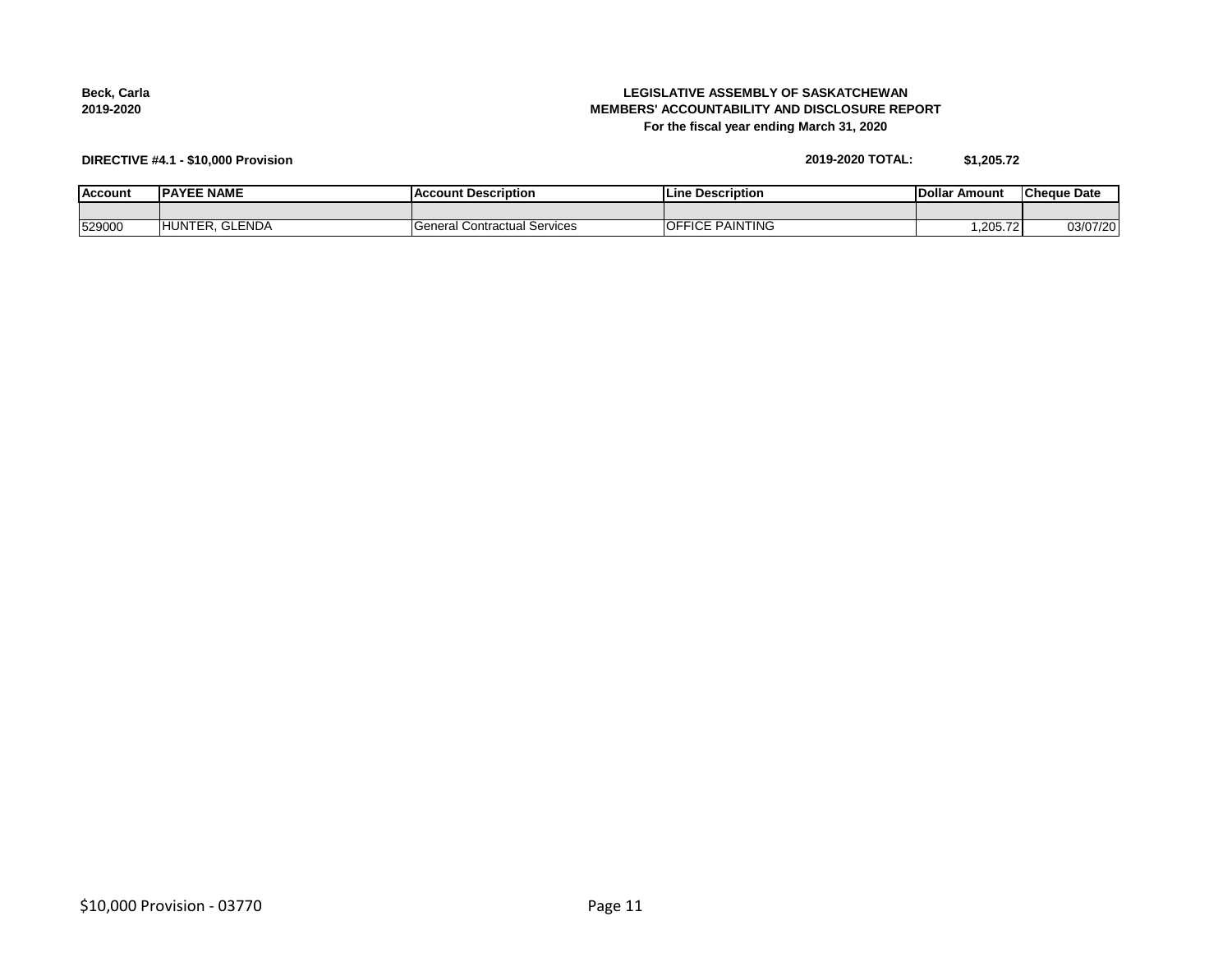**Beck, Carla**
**2019-2020**

**LEGISLATIVE ASSEMBLY OF SASKATCHEWAN**
**MEMBERS' ACCOUNTABILITY AND DISCLOSURE REPORT**
**For the fiscal year ending March 31, 2020**

**DIRECTIVE #4.1 - $10,000 Provision** **2019-2020 TOTAL: $1,205.72**

| Account | PAYEE NAME | Account Description | Line Description | Dollar Amount | Cheque Date |
|---|---|---|---|---|---|
| | | | | | |
| 529000 | HUNTER, GLENDA | General Contractual Services | OFFICE PAINTING | 1,205.72 | 03/07/20 |

$10,000 Provision - 03770